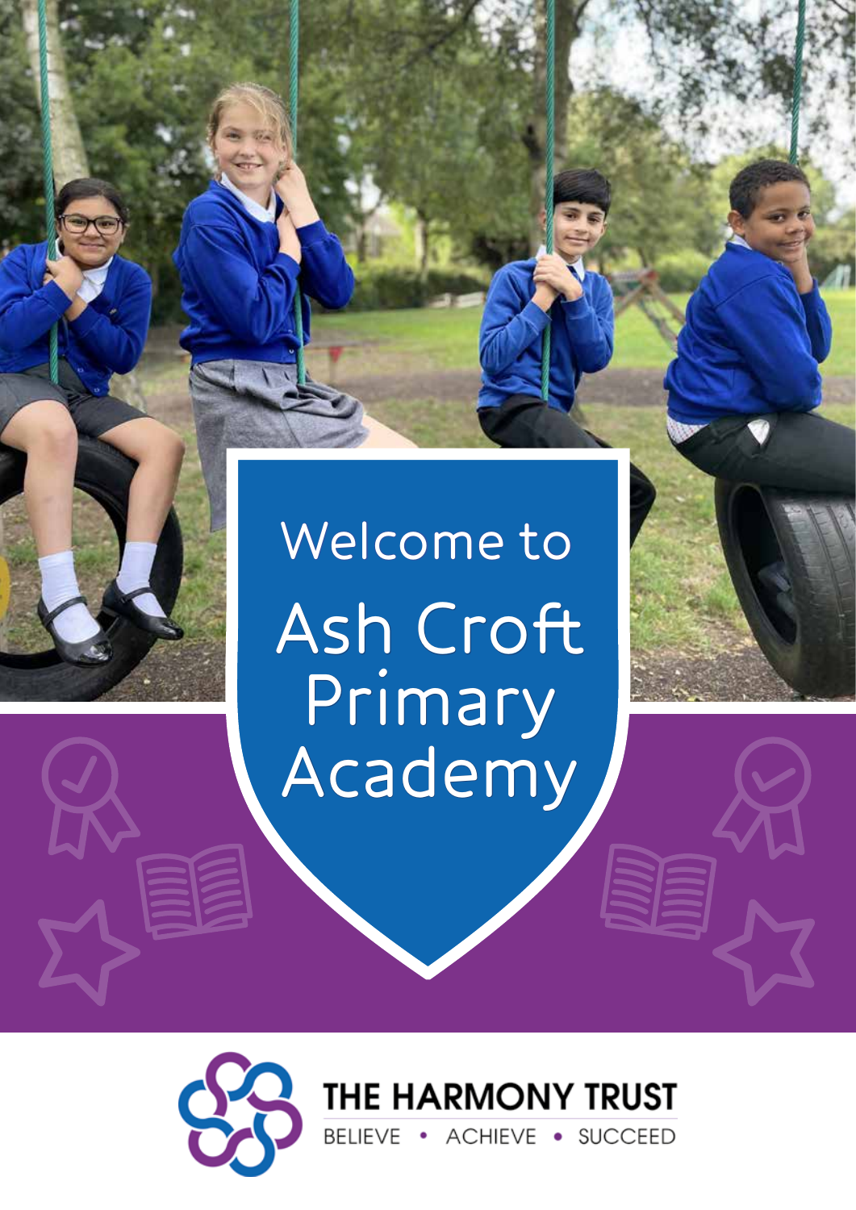# Welcome to Ash Croft Primary Academy

THE HARMONY TRUST

BELIEVE • ACHIEVE • SUCCEED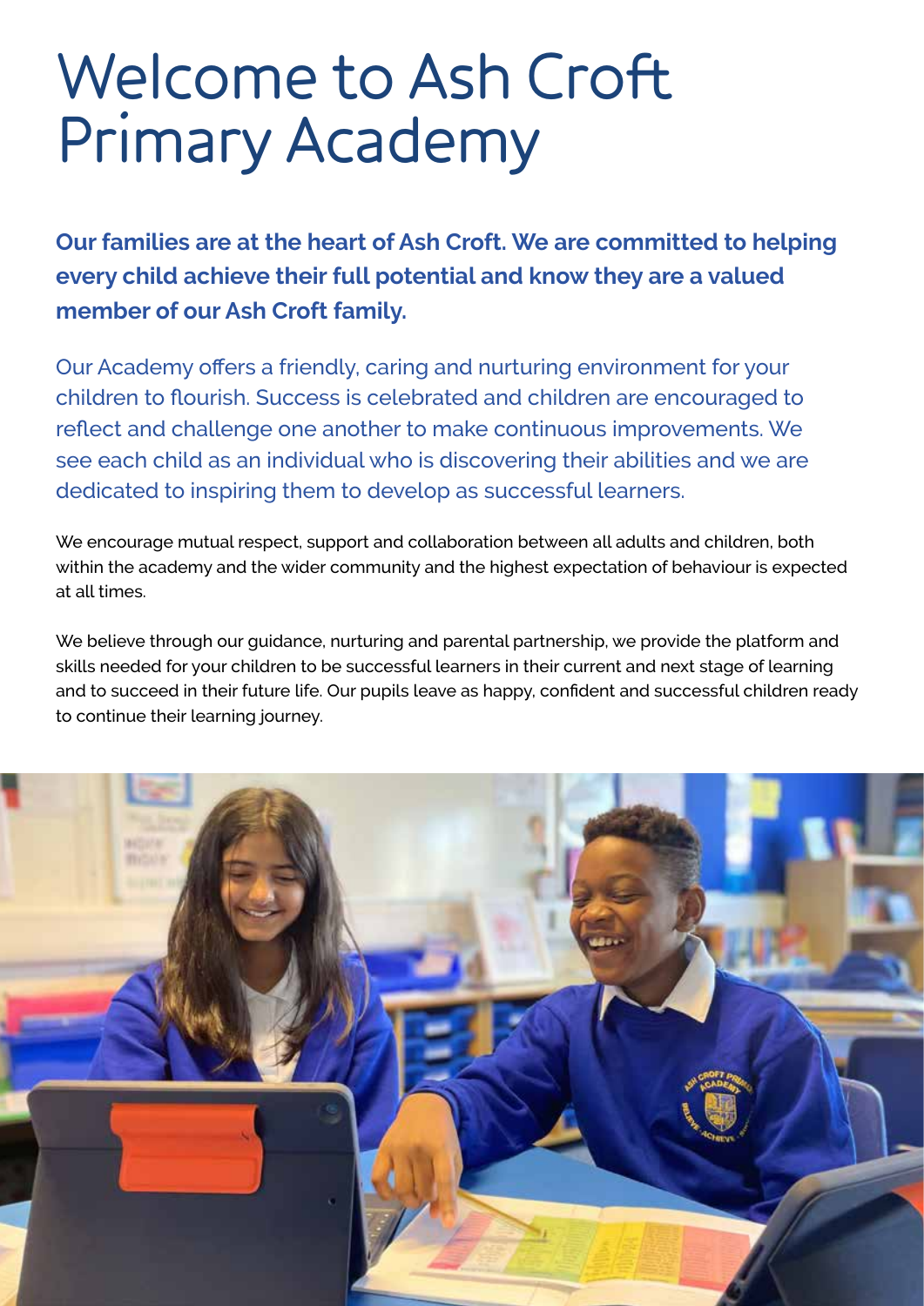# Welcome to Ash Croft Primary Academy

**Our families are at the heart of Ash Croft. We are committed to helping every child achieve their full potential and know they are a valued member of our Ash Croft family.**

Our Academy offers a friendly, caring and nurturing environment for your children to flourish. Success is celebrated and children are encouraged to reflect and challenge one another to make continuous improvements. We see each child as an individual who is discovering their abilities and we are dedicated to inspiring them to develop as successful learners.

We encourage mutual respect, support and collaboration between all adults and children, both within the academy and the wider community and the highest expectation of behaviour is expected at all times.

We believe through our guidance, nurturing and parental partnership, we provide the platform and skills needed for your children to be successful learners in their current and next stage of learning and to succeed in their future life. Our pupils leave as happy, confident and successful children ready to continue their learning journey.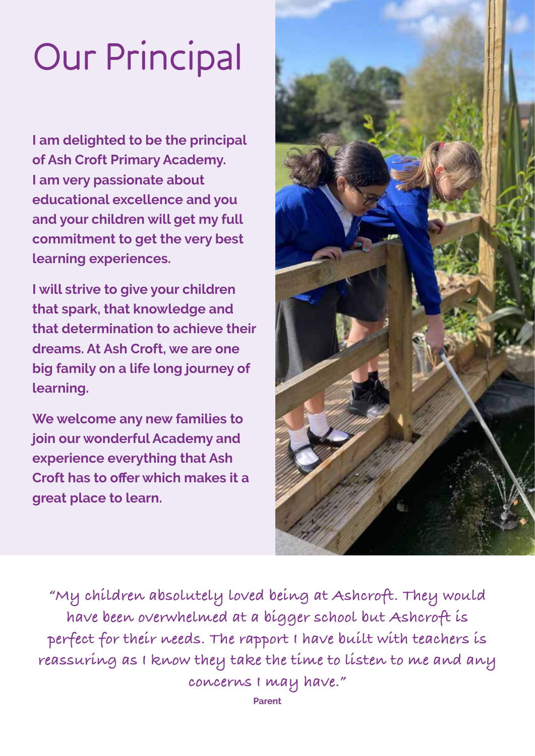# Our Principal

**I am delighted to be the principal of Ash Croft Primary Academy. I am very passionate about educational excellence and you and your children will get my full commitment to get the very best learning experiences.**

**I will strive to give your children that spark, that knowledge and that determination to achieve their dreams. At Ash Croft, we are one big family on a life long journey of learning.**

**We welcome any new families to join our wonderful Academy and experience everything that Ash Croft has to offer which makes it a great place to learn.**

"My children absolutely loved being at Ashcroft. They would have been overwhelmed at a bigger school but Ashcroft is perfect for their needs. The rapport I have built with teachers is reassuring as I know they take the time to listen to me and any concerns I may have."

**Parent**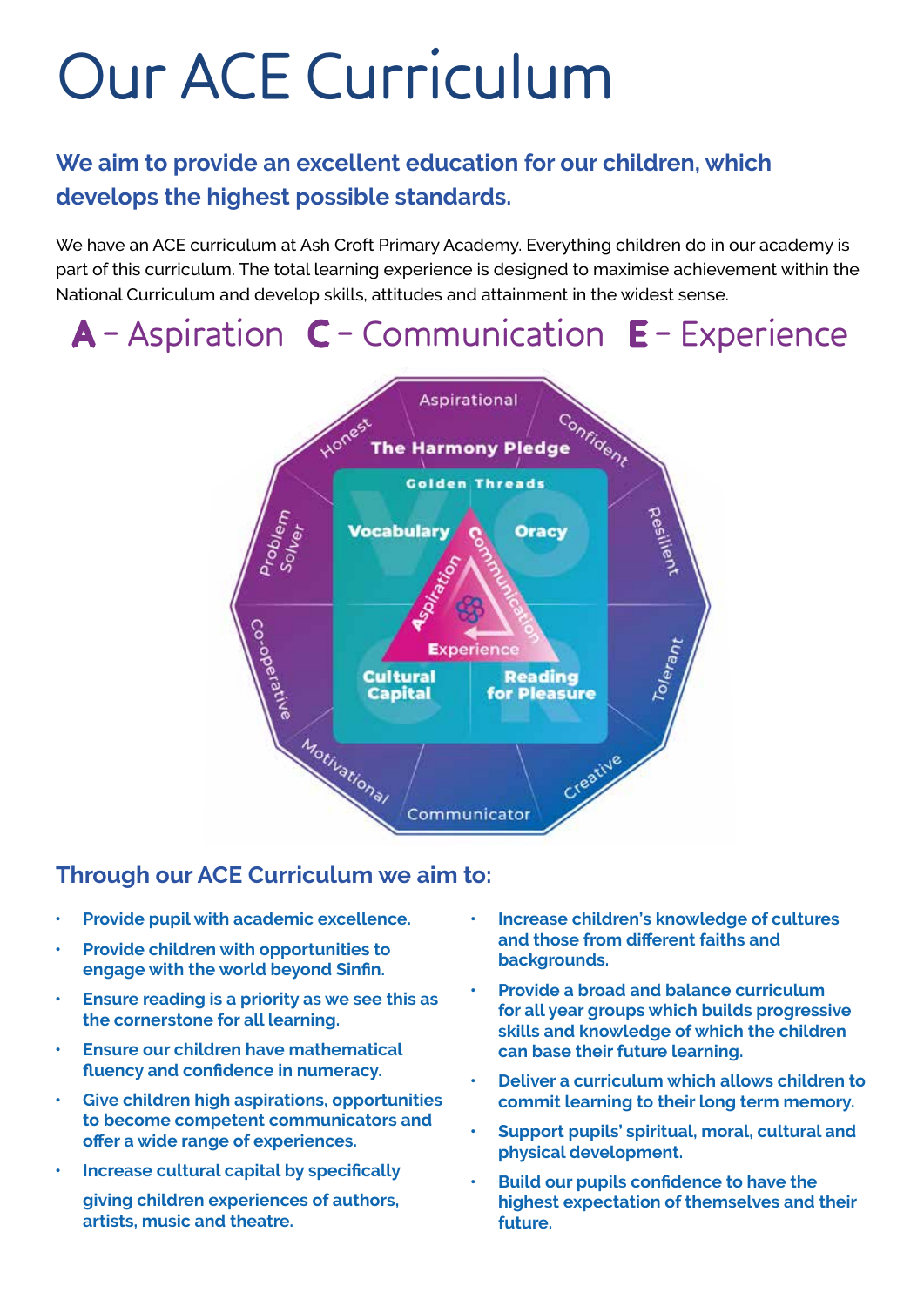# Our ACE Curriculum

## We aim to provide an excellent education for our children, which develops the highest possible standards.

We have an ACE curriculum at Ash Croft Primary Academy. Everything children do in our academy is part of this curriculum. The total learning experience is designed to maximise achievement within the National Curriculum and develop skills, attitudes and attainment in the widest sense.

**A** – Aspiration **C** – Communication **E** – Experience

Aspirational
Confident
Resilient
Tolerant
Creative
Communicator
Motivational
Co-operative
Problem Solver
Honest

The Harmony Pledge

Golden Threads

Vocabulary
Oracy
Cultural Capital
Reading for Pleasure

Aspiration
Communication
Experience

## Through our ACE Curriculum we aim to:

- Provide pupil with academic excellence.
- Provide children with opportunities to engage with the world beyond Sinfin.
- Ensure reading is a priority as we see this as the cornerstone for all learning.
- Ensure our children have mathematical fluency and confidence in numeracy.
- Give children high aspirations, opportunities to become competent communicators and offer a wide range of experiences.
- Increase cultural capital by specifically giving children experiences of authors, artists, music and theatre.
- Increase children's knowledge of cultures and those from different faiths and backgrounds.
- Provide a broad and balance curriculum for all year groups which builds progressive skills and knowledge of which the children can base their future learning.
- Deliver a curriculum which allows children to commit learning to their long term memory.
- Support pupils' spiritual, moral, cultural and physical development.
- Build our pupils confidence to have the highest expectation of themselves and their future.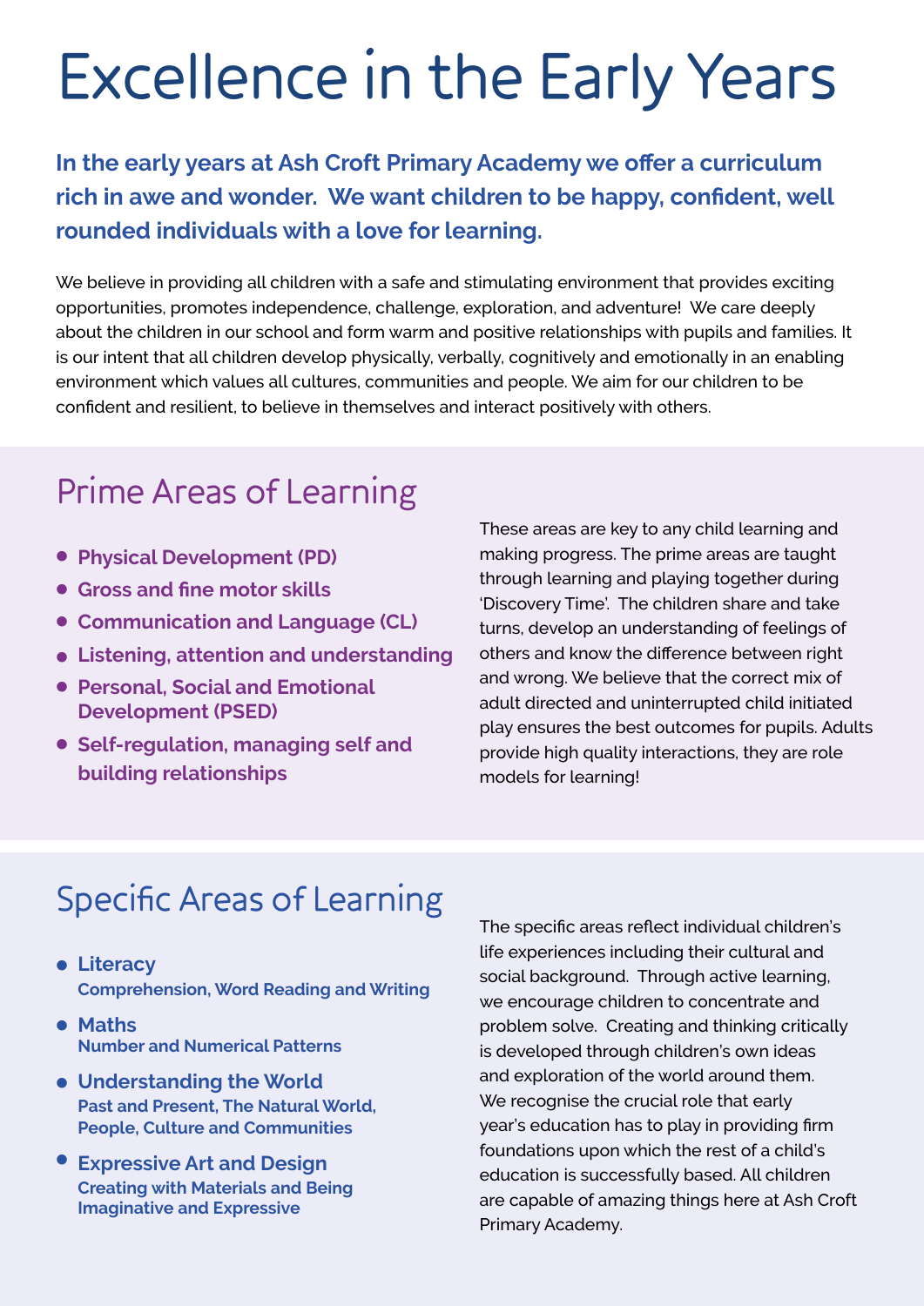# Excellence in the Early Years

**In the early years at Ash Croft Primary Academy we offer a curriculum rich in awe and wonder. We want children to be happy, confident, well rounded individuals with a love for learning.**

We believe in providing all children with a safe and stimulating environment that provides exciting opportunities, promotes independence, challenge, exploration, and adventure! We care deeply about the children in our school and form warm and positive relationships with pupils and families. It is our intent that all children develop physically, verbally, cognitively and emotionally in an enabling environment which values all cultures, communities and people. We aim for our children to be confident and resilient, to believe in themselves and interact positively with others.

## Prime Areas of Learning

- **Physical Development (PD)**
- **Gross and fine motor skills**
- **Communication and Language (CL)**
- **Listening, attention and understanding**
- **Personal, Social and Emotional Development (PSED)**
- **Self-regulation, managing self and building relationships**

These areas are key to any child learning and making progress. The prime areas are taught through learning and playing together during 'Discovery Time'. The children share and take turns, develop an understanding of feelings of others and know the difference between right and wrong. We believe that the correct mix of adult directed and uninterrupted child initiated play ensures the best outcomes for pupils. Adults provide high quality interactions, they are role models for learning!

## Specific Areas of Learning

- **Literacy**
  **Comprehension, Word Reading and Writing**
- **Maths**
  **Number and Numerical Patterns**
- **Understanding the World**
  **Past and Present, The Natural World, People, Culture and Communities**
- **Expressive Art and Design**
  **Creating with Materials and Being Imaginative and Expressive**

The specific areas reflect individual children's life experiences including their cultural and social background. Through active learning, we encourage children to concentrate and problem solve. Creating and thinking critically is developed through children's own ideas and exploration of the world around them. We recognise the crucial role that early year's education has to play in providing firm foundations upon which the rest of a child's education is successfully based. All children are capable of amazing things here at Ash Croft Primary Academy.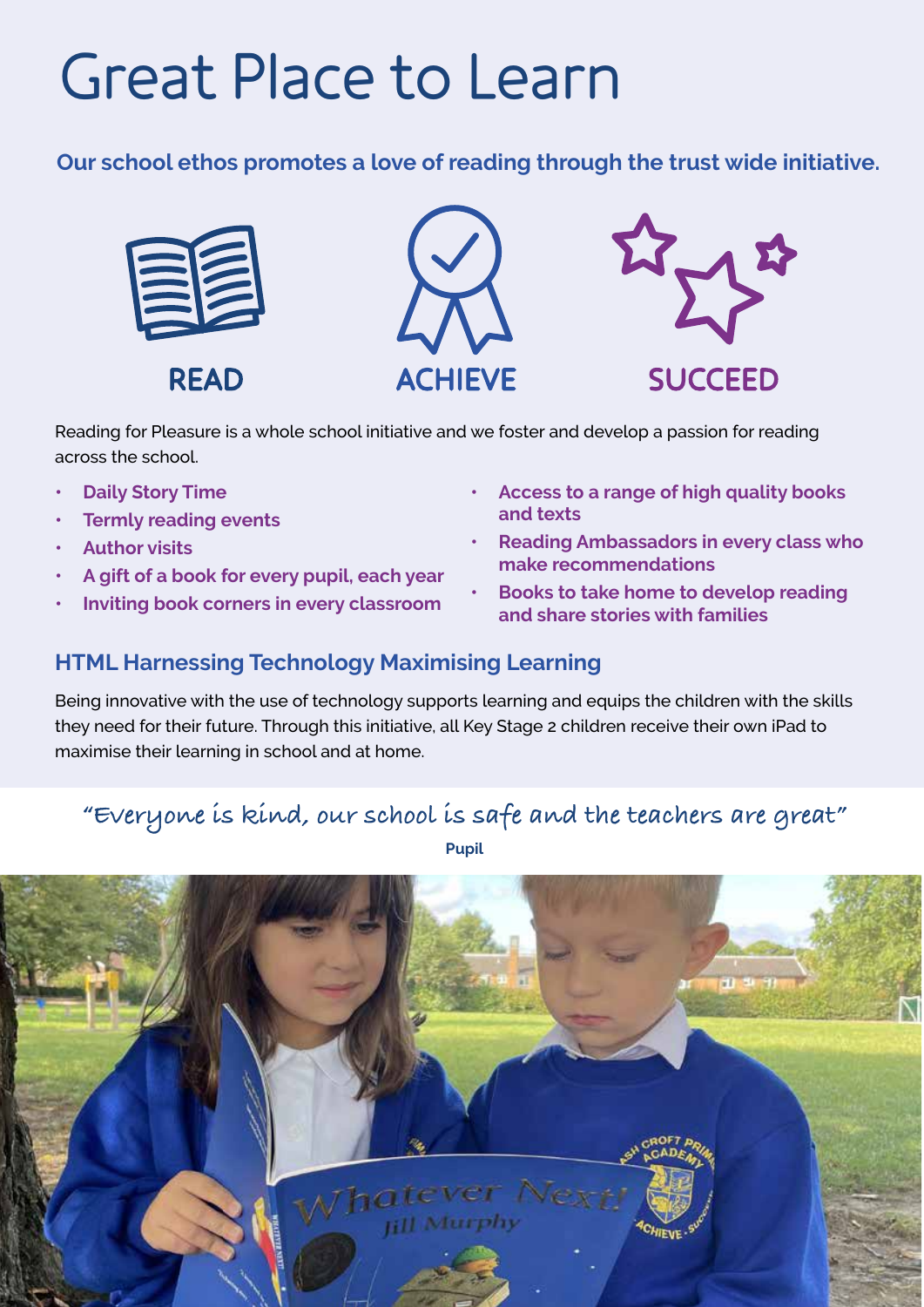# Great Place to Learn

**Our school ethos promotes a love of reading through the trust wide initiative.**

**READ** **ACHIEVE** **SUCCEED**

Reading for Pleasure is a whole school initiative and we foster and develop a passion for reading across the school.

- **Daily Story Time**
- **Termly reading events**
- **Author visits**
- **A gift of a book for every pupil, each year**
- **Inviting book corners in every classroom**
- **Access to a range of high quality books and texts**
- **Reading Ambassadors in every class who make recommendations**
- **Books to take home to develop reading and share stories with families**

## HTML Harnessing Technology Maximising Learning

Being innovative with the use of technology supports learning and equips the children with the skills they need for their future. Through this initiative, all Key Stage 2 children receive their own iPad to maximise their learning in school and at home.

"Everyone is kind, our school is safe and the teachers are great"

**Pupil**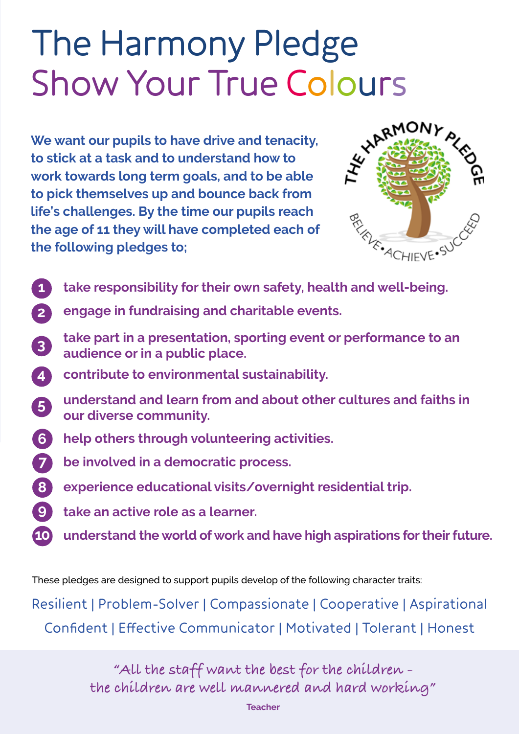# The Harmony Pledge

## Show Your True Colours

**We want our pupils to have drive and tenacity, to stick at a task and to understand how to work towards long term goals, and to be able to pick themselves up and bounce back from life's challenges. By the time our pupils reach the age of 11 they will have completed each of the following pledges to;**

THE HARMONY PLEDGE

BELIEVE•ACHIEVE•SUCCEED

1. **take responsibility for their own safety, health and well-being.**
2. **engage in fundraising and charitable events.**
3. **take part in a presentation, sporting event or performance to an audience or in a public place.**
4. **contribute to environmental sustainability.**
5. **understand and learn from and about other cultures and faiths in our diverse community.**
6. **help others through volunteering activities.**
7. **be involved in a democratic process.**
8. **experience educational visits/overnight residential trip.**
9. **take an active role as a learner.**
10. **understand the world of work and have high aspirations for their future.**

These pledges are designed to support pupils develop of the following character traits:

Resilient | Problem-Solver | Compassionate | Cooperative | Aspirational

Confident | Effective Communicator | Motivated | Tolerant | Honest

*"All the staff want the best for the children - the children are well mannered and hard working"*

**Teacher**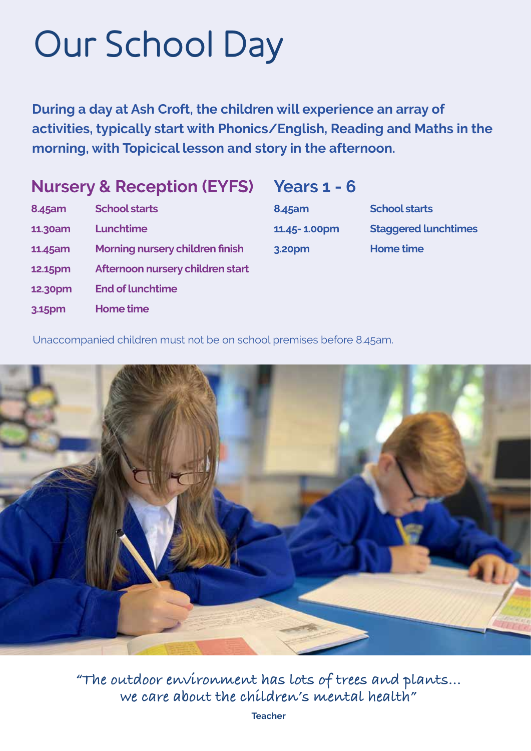# Our School Day

**During a day at Ash Croft, the children will experience an array of activities, typically start with Phonics/English, Reading and Maths in the morning, with Topicical lesson and story in the afternoon.**

## Nursery & Reception (EYFS)

| | |
|---|---|
| 8.45am | School starts |
| 11.30am | Lunchtime |
| 11.45am | Morning nursery children finish |
| 12.15pm | Afternoon nursery children start |
| 12.30pm | End of lunchtime |
| 3.15pm | Home time |

## Years 1 - 6

| | |
|---|---|
| 8.45am | School starts |
| 11.45- 1.00pm | Staggered lunchtimes |
| 3.20pm | Home time |

Unaccompanied children must not be on school premises before 8.45am.

*"The outdoor environment has lots of trees and plants... we care about the children's mental health"*

**Teacher**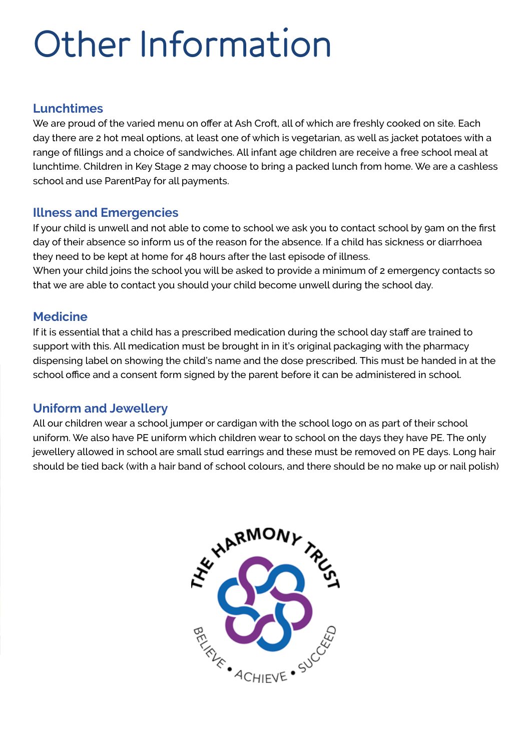# Other Information

## Lunchtimes

We are proud of the varied menu on offer at Ash Croft, all of which are freshly cooked on site. Each day there are 2 hot meal options, at least one of which is vegetarian, as well as jacket potatoes with a range of fillings and a choice of sandwiches. All infant age children are receive a free school meal at lunchtime. Children in Key Stage 2 may choose to bring a packed lunch from home. We are a cashless school and use ParentPay for all payments.

## Illness and Emergencies

If your child is unwell and not able to come to school we ask you to contact school by 9am on the first day of their absence so inform us of the reason for the absence. If a child has sickness or diarrhoea they need to be kept at home for 48 hours after the last episode of illness.
When your child joins the school you will be asked to provide a minimum of 2 emergency contacts so that we are able to contact you should your child become unwell during the school day.

## Medicine

If it is essential that a child has a prescribed medication during the school day staff are trained to support with this. All medication must be brought in in it's original packaging with the pharmacy dispensing label on showing the child's name and the dose prescribed. This must be handed in at the school office and a consent form signed by the parent before it can be administered in school.

## Uniform and Jewellery

All our children wear a school jumper or cardigan with the school logo on as part of their school uniform. We also have PE uniform which children wear to school on the days they have PE. The only jewellery allowed in school are small stud earrings and these must be removed on PE days. Long hair should be tied back (with a hair band of school colours, and there should be no make up or nail polish)

THE HARMONY TRUST

BELIEVE • ACHIEVE • SUCCEED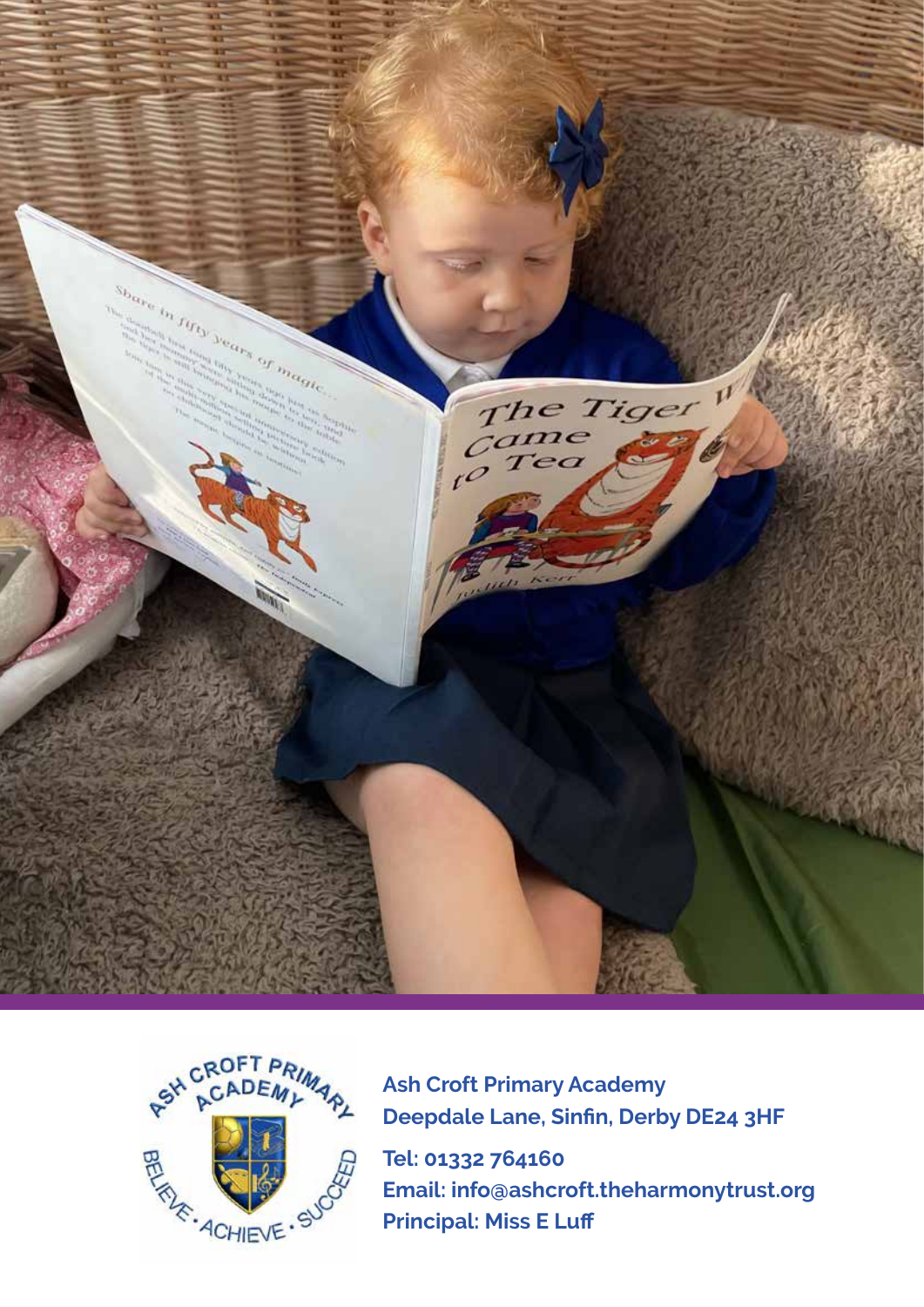**Ash Croft Primary Academy**
**Deepdale Lane, Sinfin, Derby DE24 3HF**

**Tel: 01332 764160**
**Email: info@ashcroft.theharmonytrust.org**
**Principal: Miss E Luff**